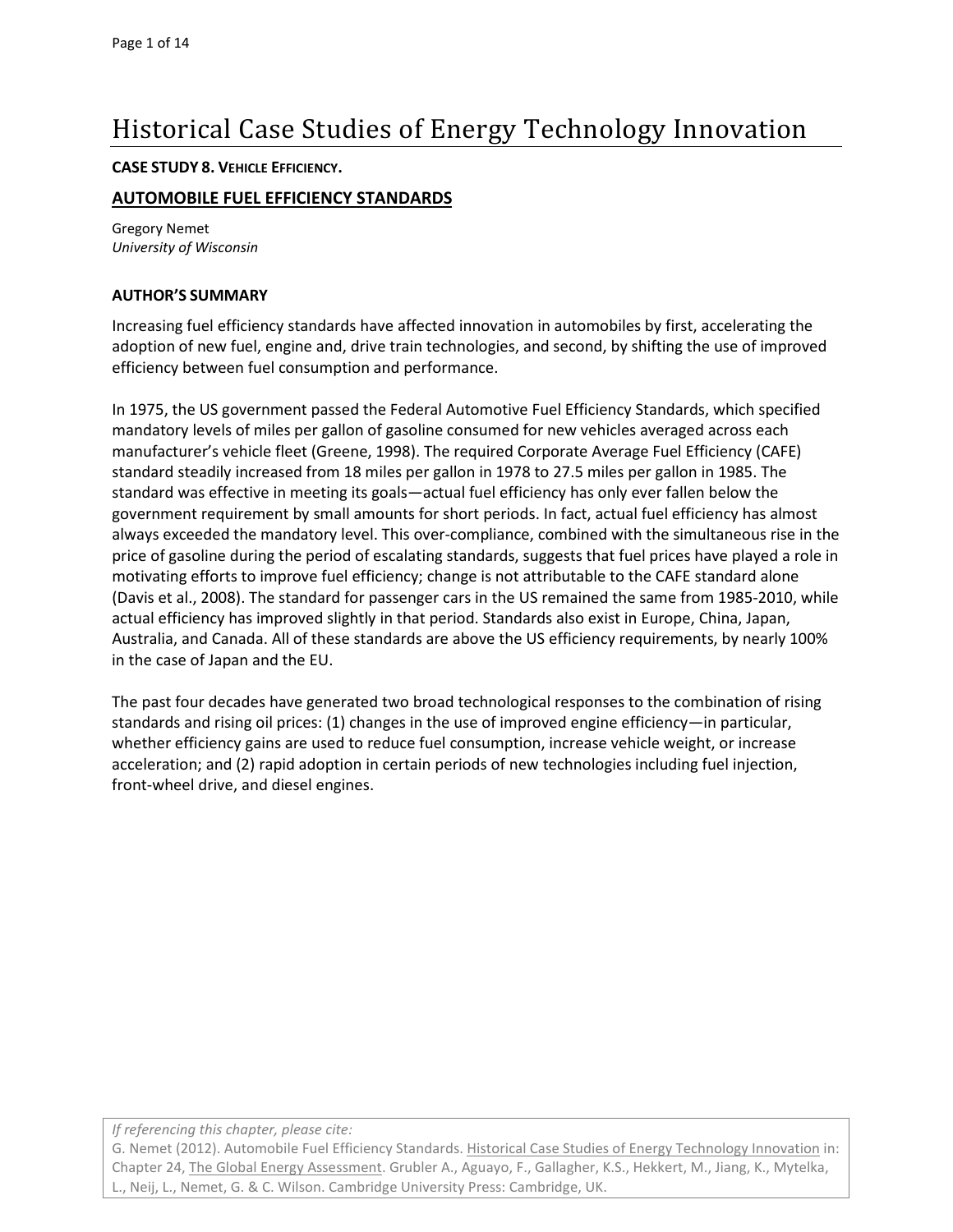# Historical Case Studies of Energy Technology Innovation

**CASE STUDY 8. VEHICLE EFFICIENCY.**

## AUTOMOBILE FUEL EFFICIENCY STANDARDS

Gregory Nemet
*University of Wisconsin*

### AUTHOR'S SUMMARY

Increasing fuel efficiency standards have affected innovation in automobiles by first, accelerating the adoption of new fuel, engine and, drive train technologies, and second, by shifting the use of improved efficiency between fuel consumption and performance.

In 1975, the US government passed the Federal Automotive Fuel Efficiency Standards, which specified mandatory levels of miles per gallon of gasoline consumed for new vehicles averaged across each manufacturer's vehicle fleet (Greene, 1998). The required Corporate Average Fuel Efficiency (CAFE) standard steadily increased from 18 miles per gallon in 1978 to 27.5 miles per gallon in 1985. The standard was effective in meeting its goals—actual fuel efficiency has only ever fallen below the government requirement by small amounts for short periods. In fact, actual fuel efficiency has almost always exceeded the mandatory level. This over-compliance, combined with the simultaneous rise in the price of gasoline during the period of escalating standards, suggests that fuel prices have played a role in motivating efforts to improve fuel efficiency; change is not attributable to the CAFE standard alone (Davis et al., 2008). The standard for passenger cars in the US remained the same from 1985-2010, while actual efficiency has improved slightly in that period. Standards also exist in Europe, China, Japan, Australia, and Canada. All of these standards are above the US efficiency requirements, by nearly 100% in the case of Japan and the EU.

The past four decades have generated two broad technological responses to the combination of rising standards and rising oil prices: (1) changes in the use of improved engine efficiency—in particular, whether efficiency gains are used to reduce fuel consumption, increase vehicle weight, or increase acceleration; and (2) rapid adoption in certain periods of new technologies including fuel injection, front-wheel drive, and diesel engines.

*If referencing this chapter, please cite:*
G. Nemet (2012). Automobile Fuel Efficiency Standards. Historical Case Studies of Energy Technology Innovation in: Chapter 24, The Global Energy Assessment. Grubler A., Aguayo, F., Gallagher, K.S., Hekkert, M., Jiang, K., Mytelka, L., Neij, L., Nemet, G. & C. Wilson. Cambridge University Press: Cambridge, UK.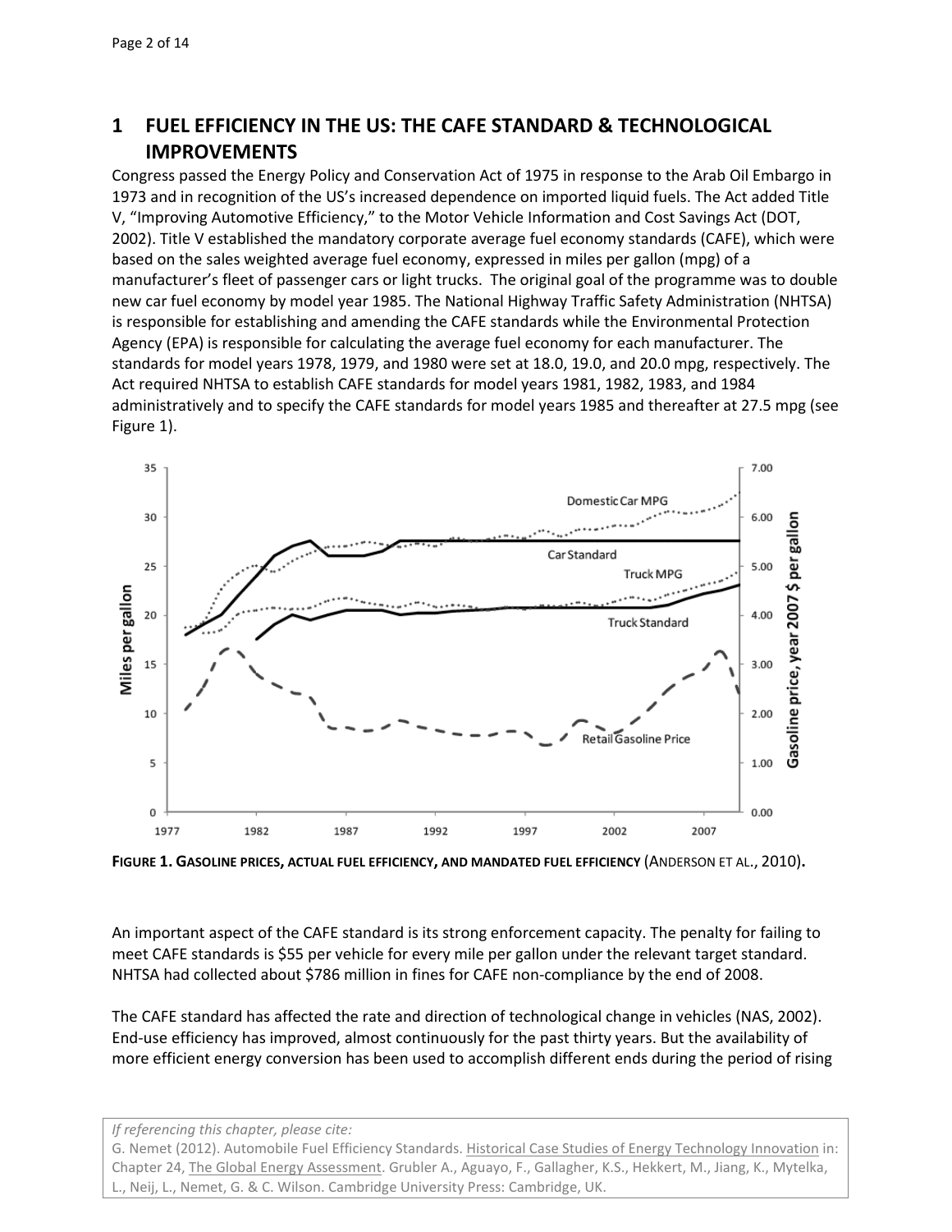# 1 FUEL EFFICIENCY IN THE US: THE CAFE STANDARD & TECHNOLOGICAL IMPROVEMENTS

Congress passed the Energy Policy and Conservation Act of 1975 in response to the Arab Oil Embargo in 1973 and in recognition of the US's increased dependence on imported liquid fuels. The Act added Title V, "Improving Automotive Efficiency," to the Motor Vehicle Information and Cost Savings Act (DOT, 2002). Title V established the mandatory corporate average fuel economy standards (CAFE), which were based on the sales weighted average fuel economy, expressed in miles per gallon (mpg) of a manufacturer's fleet of passenger cars or light trucks. The original goal of the programme was to double new car fuel economy by model year 1985. The National Highway Traffic Safety Administration (NHTSA) is responsible for establishing and amending the CAFE standards while the Environmental Protection Agency (EPA) is responsible for calculating the average fuel economy for each manufacturer. The standards for model years 1978, 1979, and 1980 were set at 18.0, 19.0, and 20.0 mpg, respectively. The Act required NHTSA to establish CAFE standards for model years 1981, 1982, 1983, and 1984 administratively and to specify the CAFE standards for model years 1985 and thereafter at 27.5 mpg (see Figure 1).

**FIGURE 1. GASOLINE PRICES, ACTUAL FUEL EFFICIENCY, AND MANDATED FUEL EFFICIENCY** (ANDERSON ET AL., 2010).

An important aspect of the CAFE standard is its strong enforcement capacity. The penalty for failing to meet CAFE standards is $55 per vehicle for every mile per gallon under the relevant target standard. NHTSA had collected about $786 million in fines for CAFE non-compliance by the end of 2008.

The CAFE standard has affected the rate and direction of technological change in vehicles (NAS, 2002). End-use efficiency has improved, almost continuously for the past thirty years. But the availability of more efficient energy conversion has been used to accomplish different ends during the period of rising

*If referencing this chapter, please cite:*
G. Nemet (2012). Automobile Fuel Efficiency Standards. Historical Case Studies of Energy Technology Innovation in: Chapter 24, The Global Energy Assessment. Grubler A., Aguayo, F., Gallagher, K.S., Hekkert, M., Jiang, K., Mytelka, L., Neij, L., Nemet, G. & C. Wilson. Cambridge University Press: Cambridge, UK.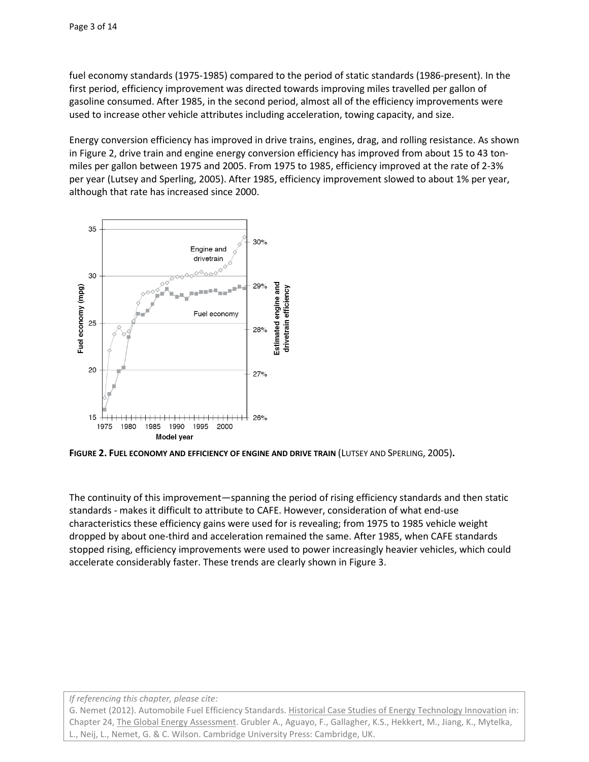fuel economy standards (1975-1985) compared to the period of static standards (1986-present). In the first period, efficiency improvement was directed towards improving miles travelled per gallon of gasoline consumed. After 1985, in the second period, almost all of the efficiency improvements were used to increase other vehicle attributes including acceleration, towing capacity, and size.

Energy conversion efficiency has improved in drive trains, engines, drag, and rolling resistance. As shown in Figure 2, drive train and engine energy conversion efficiency has improved from about 15 to 43 ton-miles per gallon between 1975 and 2005. From 1975 to 1985, efficiency improved at the rate of 2-3% per year (Lutsey and Sperling, 2005). After 1985, efficiency improvement slowed to about 1% per year, although that rate has increased since 2000.

**FIGURE 2. FUEL ECONOMY AND EFFICIENCY OF ENGINE AND DRIVE TRAIN** (LUTSEY AND SPERLING, 2005)**.**

The continuity of this improvement—spanning the period of rising efficiency standards and then static standards - makes it difficult to attribute to CAFE. However, consideration of what end-use characteristics these efficiency gains were used for is revealing; from 1975 to 1985 vehicle weight dropped by about one-third and acceleration remained the same. After 1985, when CAFE standards stopped rising, efficiency improvements were used to power increasingly heavier vehicles, which could accelerate considerably faster. These trends are clearly shown in Figure 3.

*If referencing this chapter, please cite:*
G. Nemet (2012). Automobile Fuel Efficiency Standards. Historical Case Studies of Energy Technology Innovation in: Chapter 24, The Global Energy Assessment. Grubler A., Aguayo, F., Gallagher, K.S., Hekkert, M., Jiang, K., Mytelka, L., Neij, L., Nemet, G. & C. Wilson. Cambridge University Press: Cambridge, UK.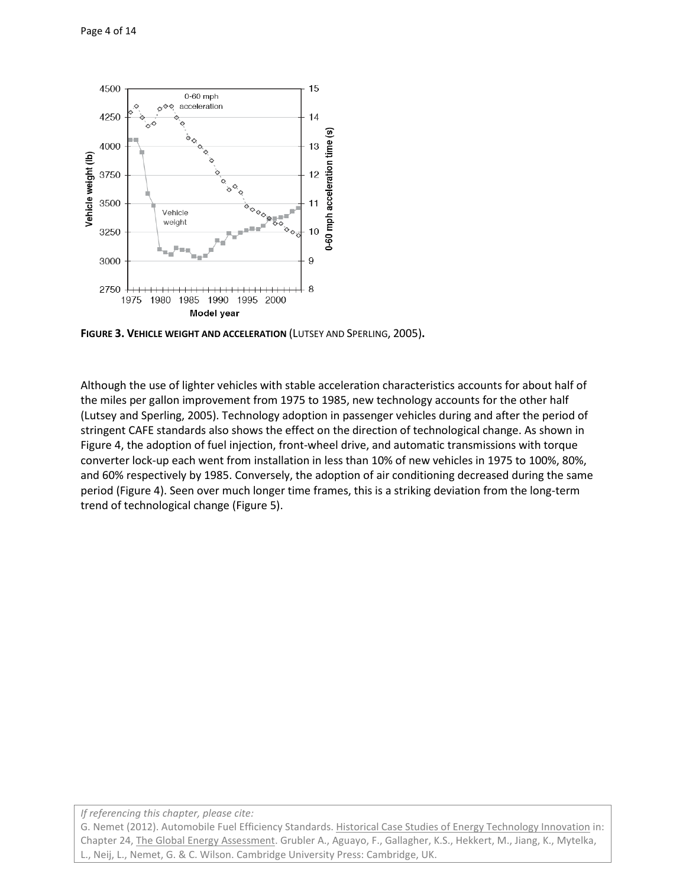**FIGURE 3. VEHICLE WEIGHT AND ACCELERATION** (LUTSEY AND SPERLING, 2005)**.**

Although the use of lighter vehicles with stable acceleration characteristics accounts for about half of the miles per gallon improvement from 1975 to 1985, new technology accounts for the other half (Lutsey and Sperling, 2005). Technology adoption in passenger vehicles during and after the period of stringent CAFE standards also shows the effect on the direction of technological change. As shown in Figure 4, the adoption of fuel injection, front-wheel drive, and automatic transmissions with torque converter lock-up each went from installation in less than 10% of new vehicles in 1975 to 100%, 80%, and 60% respectively by 1985. Conversely, the adoption of air conditioning decreased during the same period (Figure 4). Seen over much longer time frames, this is a striking deviation from the long-term trend of technological change (Figure 5).

*If referencing this chapter, please cite:*
G. Nemet (2012). Automobile Fuel Efficiency Standards. Historical Case Studies of Energy Technology Innovation in: Chapter 24, The Global Energy Assessment. Grubler A., Aguayo, F., Gallagher, K.S., Hekkert, M., Jiang, K., Mytelka, L., Neij, L., Nemet, G. & C. Wilson. Cambridge University Press: Cambridge, UK.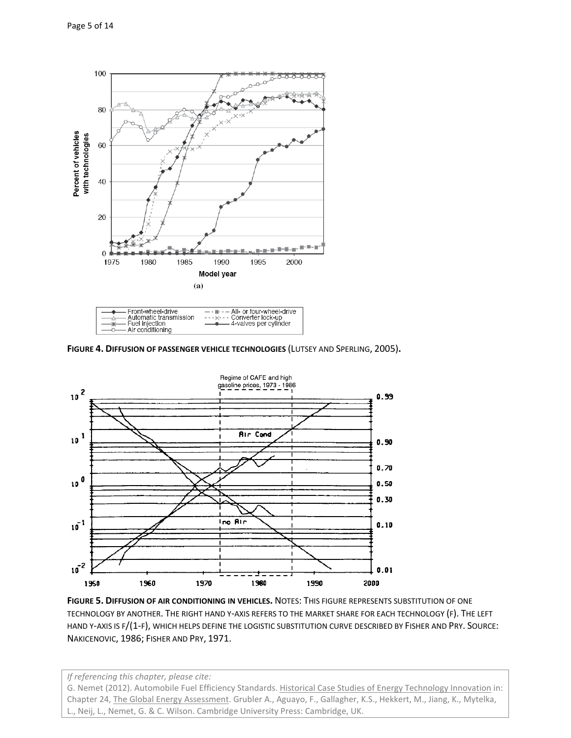**FIGURE 4. DIFFUSION OF PASSENGER VEHICLE TECHNOLOGIES** (LUTSEY AND SPERLING, 2005).

**FIGURE 5. DIFFUSION OF AIR CONDITIONING IN VEHICLES.** NOTES: THIS FIGURE REPRESENTS SUBSTITUTION OF ONE TECHNOLOGY BY ANOTHER. THE RIGHT HAND Y-AXIS REFERS TO THE MARKET SHARE FOR EACH TECHNOLOGY (F). THE LEFT HAND Y-AXIS IS F/(1-F), WHICH HELPS DEFINE THE LOGISTIC SUBSTITUTION CURVE DESCRIBED BY FISHER AND PRY. SOURCE: NAKICENOVIC, 1986; FISHER AND PRY, 1971.

*If referencing this chapter, please cite:*
G. Nemet (2012). Automobile Fuel Efficiency Standards. Historical Case Studies of Energy Technology Innovation in: Chapter 24, The Global Energy Assessment. Grubler A., Aguayo, F., Gallagher, K.S., Hekkert, M., Jiang, K., Mytelka, L., Neij, L., Nemet, G. & C. Wilson. Cambridge University Press: Cambridge, UK.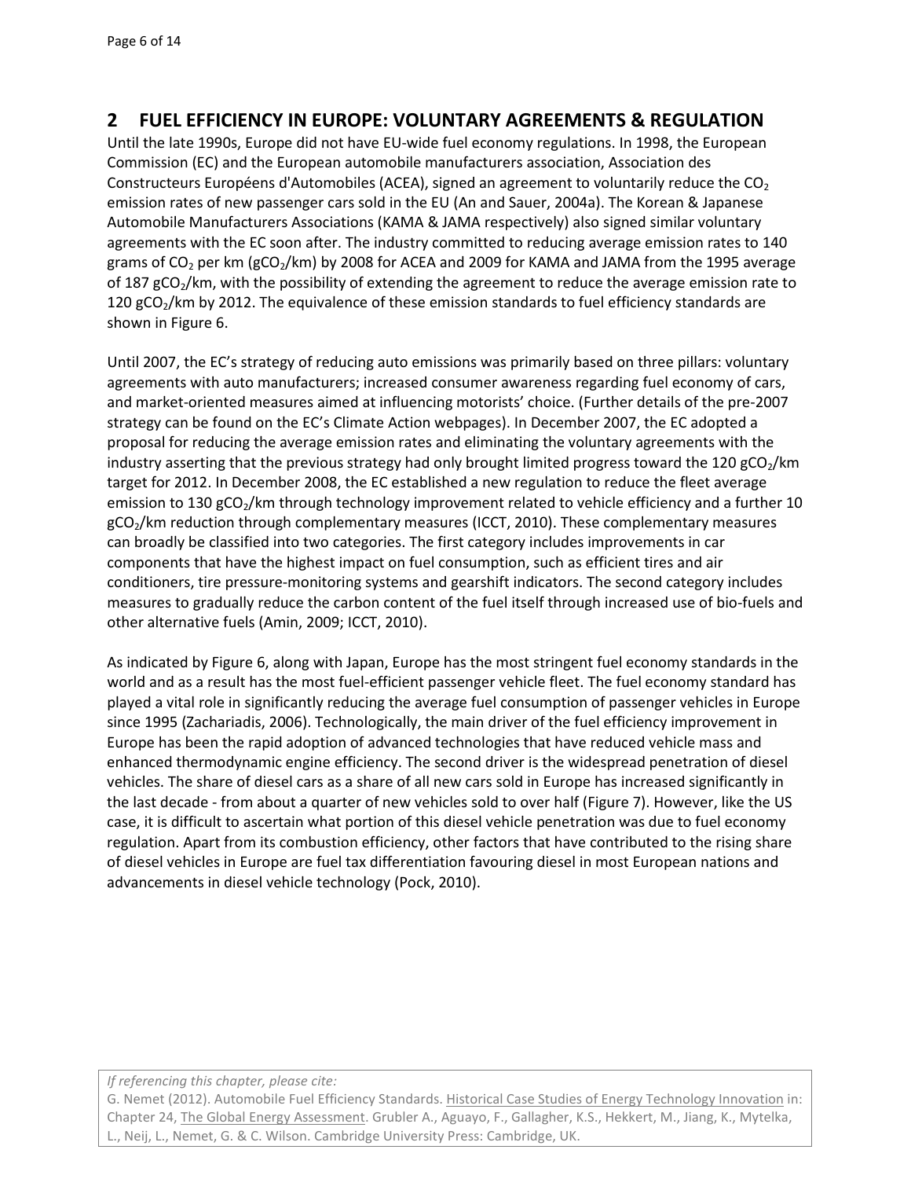## 2 FUEL EFFICIENCY IN EUROPE: VOLUNTARY AGREEMENTS & REGULATION

Until the late 1990s, Europe did not have EU-wide fuel economy regulations. In 1998, the European Commission (EC) and the European automobile manufacturers association, Association des Constructeurs Européens d'Automobiles (ACEA), signed an agreement to voluntarily reduce the $CO_2$ emission rates of new passenger cars sold in the EU (An and Sauer, 2004a). The Korean & Japanese Automobile Manufacturers Associations (KAMA & JAMA respectively) also signed similar voluntary agreements with the EC soon after. The industry committed to reducing average emission rates to 140 grams of $CO_2$ per km ($gCO_2$/km) by 2008 for ACEA and 2009 for KAMA and JAMA from the 1995 average of 187 $gCO_2$/km, with the possibility of extending the agreement to reduce the average emission rate to 120 $gCO_2$/km by 2012. The equivalence of these emission standards to fuel efficiency standards are shown in Figure 6.

Until 2007, the EC's strategy of reducing auto emissions was primarily based on three pillars: voluntary agreements with auto manufacturers; increased consumer awareness regarding fuel economy of cars, and market-oriented measures aimed at influencing motorists' choice. (Further details of the pre-2007 strategy can be found on the EC's Climate Action webpages). In December 2007, the EC adopted a proposal for reducing the average emission rates and eliminating the voluntary agreements with the industry asserting that the previous strategy had only brought limited progress toward the 120 $gCO_2$/km target for 2012. In December 2008, the EC established a new regulation to reduce the fleet average emission to 130 $gCO_2$/km through technology improvement related to vehicle efficiency and a further 10 $gCO_2$/km reduction through complementary measures (ICCT, 2010). These complementary measures can broadly be classified into two categories. The first category includes improvements in car components that have the highest impact on fuel consumption, such as efficient tires and air conditioners, tire pressure-monitoring systems and gearshift indicators. The second category includes measures to gradually reduce the carbon content of the fuel itself through increased use of bio-fuels and other alternative fuels (Amin, 2009; ICCT, 2010).

As indicated by Figure 6, along with Japan, Europe has the most stringent fuel economy standards in the world and as a result has the most fuel-efficient passenger vehicle fleet. The fuel economy standard has played a vital role in significantly reducing the average fuel consumption of passenger vehicles in Europe since 1995 (Zachariadis, 2006). Technologically, the main driver of the fuel efficiency improvement in Europe has been the rapid adoption of advanced technologies that have reduced vehicle mass and enhanced thermodynamic engine efficiency. The second driver is the widespread penetration of diesel vehicles. The share of diesel cars as a share of all new cars sold in Europe has increased significantly in the last decade - from about a quarter of new vehicles sold to over half (Figure 7). However, like the US case, it is difficult to ascertain what portion of this diesel vehicle penetration was due to fuel economy regulation. Apart from its combustion efficiency, other factors that have contributed to the rising share of diesel vehicles in Europe are fuel tax differentiation favouring diesel in most European nations and advancements in diesel vehicle technology (Pock, 2010).

*If referencing this chapter, please cite:*
G. Nemet (2012). Automobile Fuel Efficiency Standards. Historical Case Studies of Energy Technology Innovation in: Chapter 24, The Global Energy Assessment. Grubler A., Aguayo, F., Gallagher, K.S., Hekkert, M., Jiang, K., Mytelka, L., Neij, L., Nemet, G. & C. Wilson. Cambridge University Press: Cambridge, UK.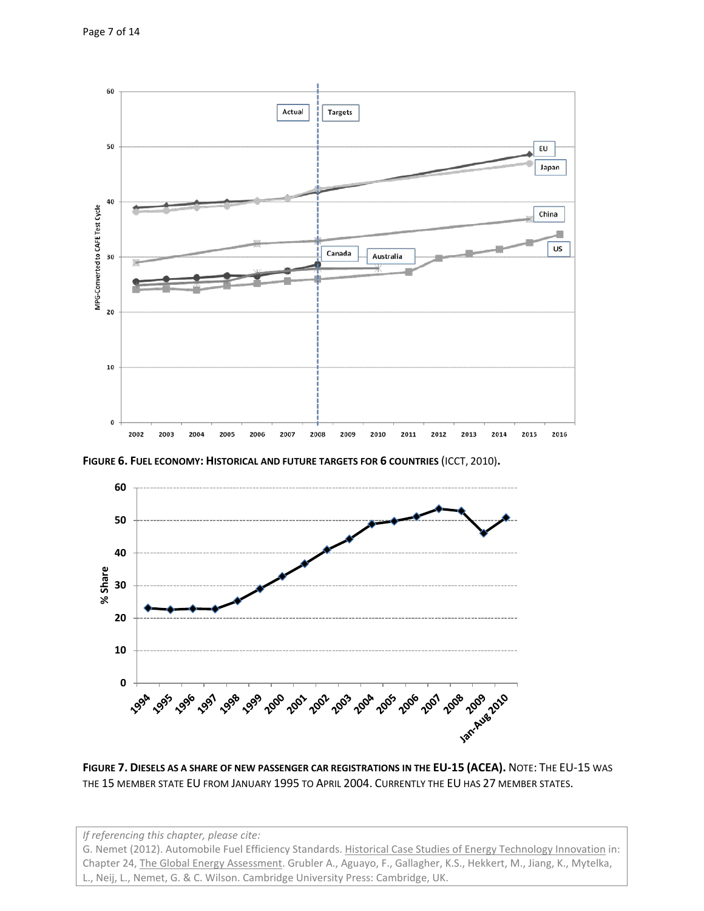**FIGURE 6. FUEL ECONOMY: HISTORICAL AND FUTURE TARGETS FOR 6 COUNTRIES** (ICCT, 2010)**.**

**FIGURE 7. DIESELS AS A SHARE OF NEW PASSENGER CAR REGISTRATIONS IN THE EU-15 (ACEA).** NOTE: THE EU-15 WAS THE 15 MEMBER STATE EU FROM JANUARY 1995 TO APRIL 2004. CURRENTLY THE EU HAS 27 MEMBER STATES.

*If referencing this chapter, please cite:*
G. Nemet (2012). Automobile Fuel Efficiency Standards. Historical Case Studies of Energy Technology Innovation in: Chapter 24, The Global Energy Assessment. Grubler A., Aguayo, F., Gallagher, K.S., Hekkert, M., Jiang, K., Mytelka, L., Neij, L., Nemet, G. & C. Wilson. Cambridge University Press: Cambridge, UK.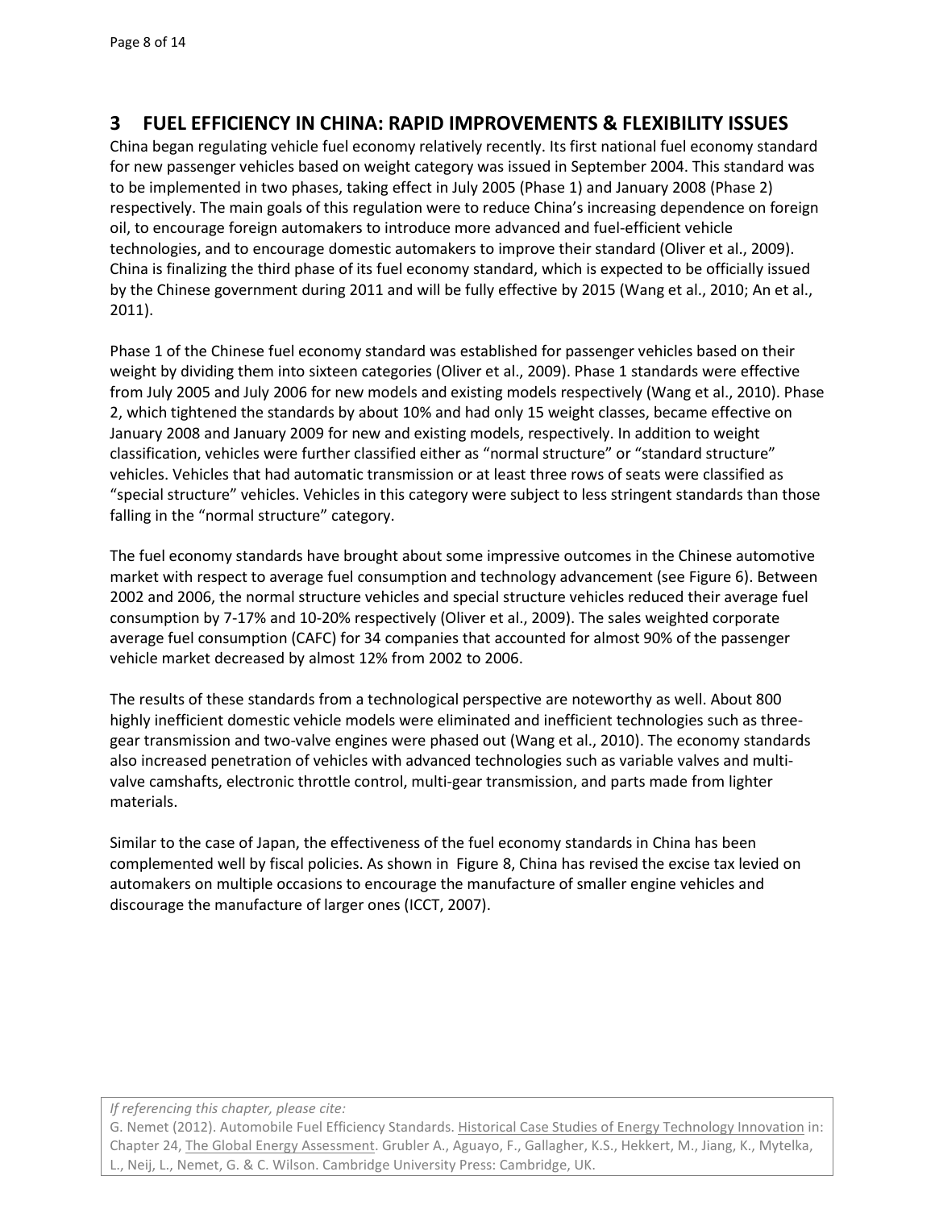## 3 FUEL EFFICIENCY IN CHINA: RAPID IMPROVEMENTS & FLEXIBILITY ISSUES

China began regulating vehicle fuel economy relatively recently. Its first national fuel economy standard for new passenger vehicles based on weight category was issued in September 2004. This standard was to be implemented in two phases, taking effect in July 2005 (Phase 1) and January 2008 (Phase 2) respectively. The main goals of this regulation were to reduce China's increasing dependence on foreign oil, to encourage foreign automakers to introduce more advanced and fuel-efficient vehicle technologies, and to encourage domestic automakers to improve their standard (Oliver et al., 2009). China is finalizing the third phase of its fuel economy standard, which is expected to be officially issued by the Chinese government during 2011 and will be fully effective by 2015 (Wang et al., 2010; An et al., 2011).

Phase 1 of the Chinese fuel economy standard was established for passenger vehicles based on their weight by dividing them into sixteen categories (Oliver et al., 2009). Phase 1 standards were effective from July 2005 and July 2006 for new models and existing models respectively (Wang et al., 2010). Phase 2, which tightened the standards by about 10% and had only 15 weight classes, became effective on January 2008 and January 2009 for new and existing models, respectively. In addition to weight classification, vehicles were further classified either as "normal structure" or "standard structure" vehicles. Vehicles that had automatic transmission or at least three rows of seats were classified as "special structure" vehicles. Vehicles in this category were subject to less stringent standards than those falling in the "normal structure" category.

The fuel economy standards have brought about some impressive outcomes in the Chinese automotive market with respect to average fuel consumption and technology advancement (see Figure 6). Between 2002 and 2006, the normal structure vehicles and special structure vehicles reduced their average fuel consumption by 7-17% and 10-20% respectively (Oliver et al., 2009). The sales weighted corporate average fuel consumption (CAFC) for 34 companies that accounted for almost 90% of the passenger vehicle market decreased by almost 12% from 2002 to 2006.

The results of these standards from a technological perspective are noteworthy as well. About 800 highly inefficient domestic vehicle models were eliminated and inefficient technologies such as three-gear transmission and two-valve engines were phased out (Wang et al., 2010). The economy standards also increased penetration of vehicles with advanced technologies such as variable valves and multi-valve camshafts, electronic throttle control, multi-gear transmission, and parts made from lighter materials.

Similar to the case of Japan, the effectiveness of the fuel economy standards in China has been complemented well by fiscal policies. As shown in Figure 8, China has revised the excise tax levied on automakers on multiple occasions to encourage the manufacture of smaller engine vehicles and discourage the manufacture of larger ones (ICCT, 2007).

*If referencing this chapter, please cite:*
G. Nemet (2012). Automobile Fuel Efficiency Standards. Historical Case Studies of Energy Technology Innovation in: Chapter 24, The Global Energy Assessment. Grubler A., Aguayo, F., Gallagher, K.S., Hekkert, M., Jiang, K., Mytelka, L., Neij, L., Nemet, G. & C. Wilson. Cambridge University Press: Cambridge, UK.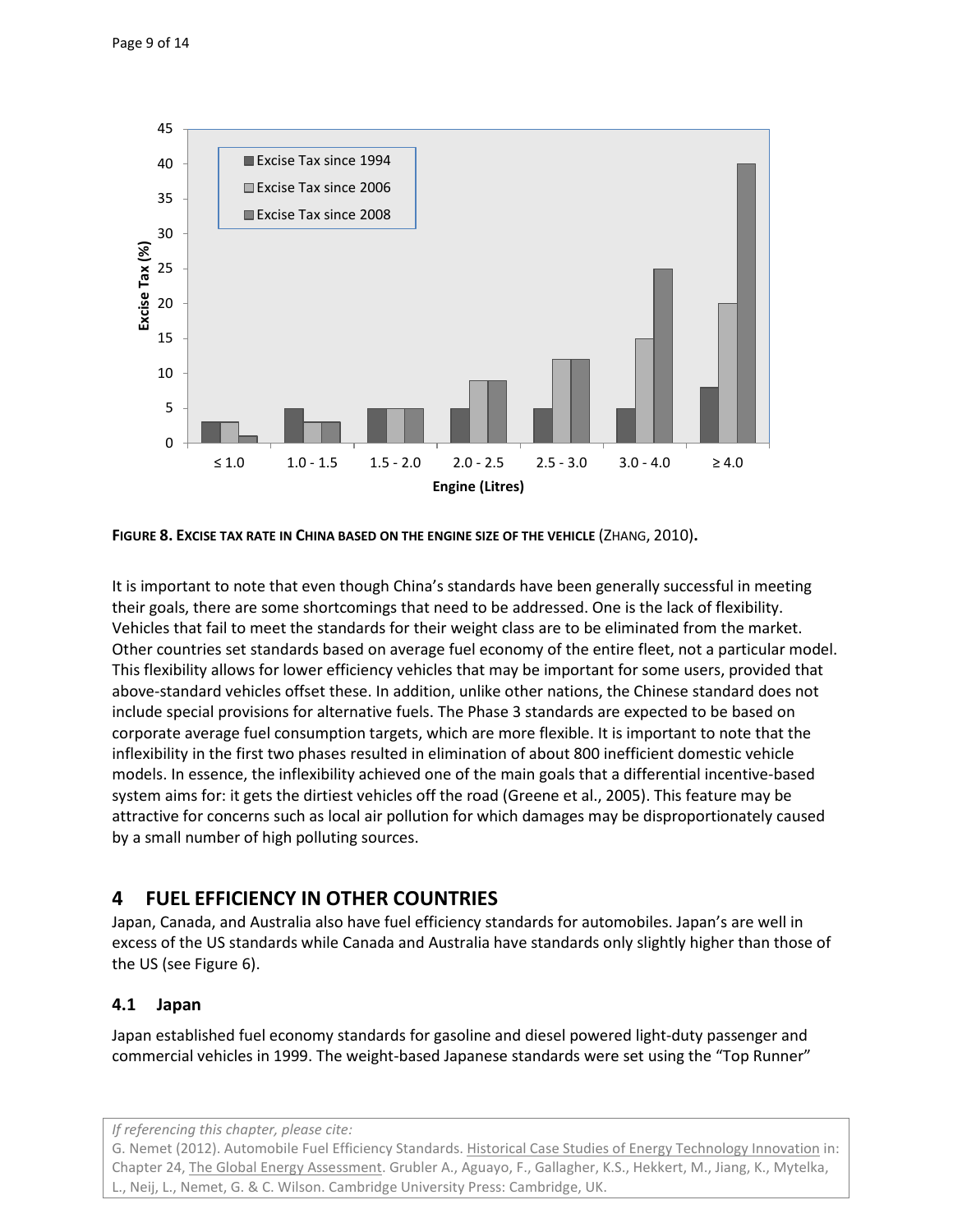**FIGURE 8. EXCISE TAX RATE IN CHINA BASED ON THE ENGINE SIZE OF THE VEHICLE** (ZHANG, 2010)**.**

It is important to note that even though China's standards have been generally successful in meeting their goals, there are some shortcomings that need to be addressed. One is the lack of flexibility. Vehicles that fail to meet the standards for their weight class are to be eliminated from the market. Other countries set standards based on average fuel economy of the entire fleet, not a particular model. This flexibility allows for lower efficiency vehicles that may be important for some users, provided that above-standard vehicles offset these. In addition, unlike other nations, the Chinese standard does not include special provisions for alternative fuels. The Phase 3 standards are expected to be based on corporate average fuel consumption targets, which are more flexible. It is important to note that the inflexibility in the first two phases resulted in elimination of about 800 inefficient domestic vehicle models. In essence, the inflexibility achieved one of the main goals that a differential incentive-based system aims for: it gets the dirtiest vehicles off the road (Greene et al., 2005). This feature may be attractive for concerns such as local air pollution for which damages may be disproportionately caused by a small number of high polluting sources.

# 4 FUEL EFFICIENCY IN OTHER COUNTRIES

Japan, Canada, and Australia also have fuel efficiency standards for automobiles. Japan's are well in excess of the US standards while Canada and Australia have standards only slightly higher than those of the US (see Figure 6).

## 4.1 Japan

Japan established fuel economy standards for gasoline and diesel powered light-duty passenger and commercial vehicles in 1999. The weight-based Japanese standards were set using the "Top Runner"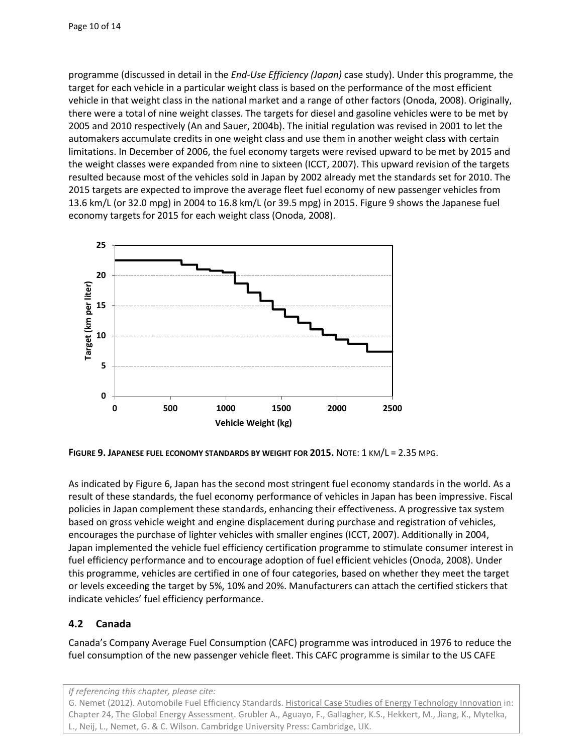programme (discussed in detail in the *End-Use Efficiency (Japan)* case study). Under this programme, the target for each vehicle in a particular weight class is based on the performance of the most efficient vehicle in that weight class in the national market and a range of other factors (Onoda, 2008). Originally, there were a total of nine weight classes. The targets for diesel and gasoline vehicles were to be met by 2005 and 2010 respectively (An and Sauer, 2004b). The initial regulation was revised in 2001 to let the automakers accumulate credits in one weight class and use them in another weight class with certain limitations. In December of 2006, the fuel economy targets were revised upward to be met by 2015 and the weight classes were expanded from nine to sixteen (ICCT, 2007). This upward revision of the targets resulted because most of the vehicles sold in Japan by 2002 already met the standards set for 2010. The 2015 targets are expected to improve the average fleet fuel economy of new passenger vehicles from 13.6 km/L (or 32.0 mpg) in 2004 to 16.8 km/L (or 39.5 mpg) in 2015. Figure 9 shows the Japanese fuel economy targets for 2015 for each weight class (Onoda, 2008).

**FIGURE 9. JAPANESE FUEL ECONOMY STANDARDS BY WEIGHT FOR 2015.** NOTE: 1 KM/L = 2.35 MPG.

As indicated by Figure 6, Japan has the second most stringent fuel economy standards in the world. As a result of these standards, the fuel economy performance of vehicles in Japan has been impressive. Fiscal policies in Japan complement these standards, enhancing their effectiveness. A progressive tax system based on gross vehicle weight and engine displacement during purchase and registration of vehicles, encourages the purchase of lighter vehicles with smaller engines (ICCT, 2007). Additionally in 2004, Japan implemented the vehicle fuel efficiency certification programme to stimulate consumer interest in fuel efficiency performance and to encourage adoption of fuel efficient vehicles (Onoda, 2008). Under this programme, vehicles are certified in one of four categories, based on whether they meet the target or levels exceeding the target by 5%, 10% and 20%. Manufacturers can attach the certified stickers that indicate vehicles' fuel efficiency performance.

## 4.2 Canada

Canada's Company Average Fuel Consumption (CAFC) programme was introduced in 1976 to reduce the fuel consumption of the new passenger vehicle fleet. This CAFC programme is similar to the US CAFE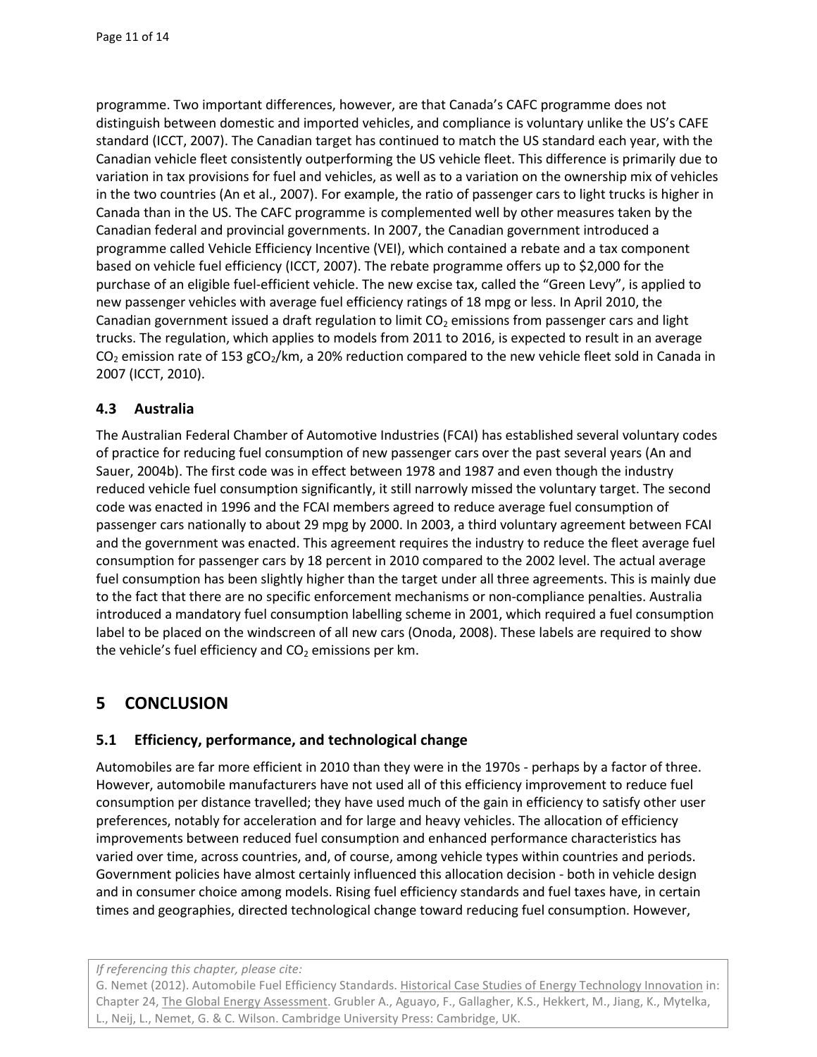programme. Two important differences, however, are that Canada's CAFC programme does not distinguish between domestic and imported vehicles, and compliance is voluntary unlike the US's CAFE standard (ICCT, 2007). The Canadian target has continued to match the US standard each year, with the Canadian vehicle fleet consistently outperforming the US vehicle fleet. This difference is primarily due to variation in tax provisions for fuel and vehicles, as well as to a variation on the ownership mix of vehicles in the two countries (An et al., 2007). For example, the ratio of passenger cars to light trucks is higher in Canada than in the US. The CAFC programme is complemented well by other measures taken by the Canadian federal and provincial governments. In 2007, the Canadian government introduced a programme called Vehicle Efficiency Incentive (VEI), which contained a rebate and a tax component based on vehicle fuel efficiency (ICCT, 2007). The rebate programme offers up to $2,000 for the purchase of an eligible fuel-efficient vehicle. The new excise tax, called the "Green Levy", is applied to new passenger vehicles with average fuel efficiency ratings of 18 mpg or less. In April 2010, the Canadian government issued a draft regulation to limit $CO_2$ emissions from passenger cars and light trucks. The regulation, which applies to models from 2011 to 2016, is expected to result in an average $CO_2$ emission rate of 153 $gCO_2$/km, a 20% reduction compared to the new vehicle fleet sold in Canada in 2007 (ICCT, 2010).

### 4.3 Australia

The Australian Federal Chamber of Automotive Industries (FCAI) has established several voluntary codes of practice for reducing fuel consumption of new passenger cars over the past several years (An and Sauer, 2004b). The first code was in effect between 1978 and 1987 and even though the industry reduced vehicle fuel consumption significantly, it still narrowly missed the voluntary target. The second code was enacted in 1996 and the FCAI members agreed to reduce average fuel consumption of passenger cars nationally to about 29 mpg by 2000. In 2003, a third voluntary agreement between FCAI and the government was enacted. This agreement requires the industry to reduce the fleet average fuel consumption for passenger cars by 18 percent in 2010 compared to the 2002 level. The actual average fuel consumption has been slightly higher than the target under all three agreements. This is mainly due to the fact that there are no specific enforcement mechanisms or non-compliance penalties. Australia introduced a mandatory fuel consumption labelling scheme in 2001, which required a fuel consumption label to be placed on the windscreen of all new cars (Onoda, 2008). These labels are required to show the vehicle's fuel efficiency and $CO_2$ emissions per km.

## 5 CONCLUSION

### 5.1 Efficiency, performance, and technological change

Automobiles are far more efficient in 2010 than they were in the 1970s - perhaps by a factor of three. However, automobile manufacturers have not used all of this efficiency improvement to reduce fuel consumption per distance travelled; they have used much of the gain in efficiency to satisfy other user preferences, notably for acceleration and for large and heavy vehicles. The allocation of efficiency improvements between reduced fuel consumption and enhanced performance characteristics has varied over time, across countries, and, of course, among vehicle types within countries and periods. Government policies have almost certainly influenced this allocation decision - both in vehicle design and in consumer choice among models. Rising fuel efficiency standards and fuel taxes have, in certain times and geographies, directed technological change toward reducing fuel consumption. However,

*If referencing this chapter, please cite:*
G. Nemet (2012). Automobile Fuel Efficiency Standards. Historical Case Studies of Energy Technology Innovation in: Chapter 24, The Global Energy Assessment. Grubler A., Aguayo, F., Gallagher, K.S., Hekkert, M., Jiang, K., Mytelka, L., Neij, L., Nemet, G. & C. Wilson. Cambridge University Press: Cambridge, UK.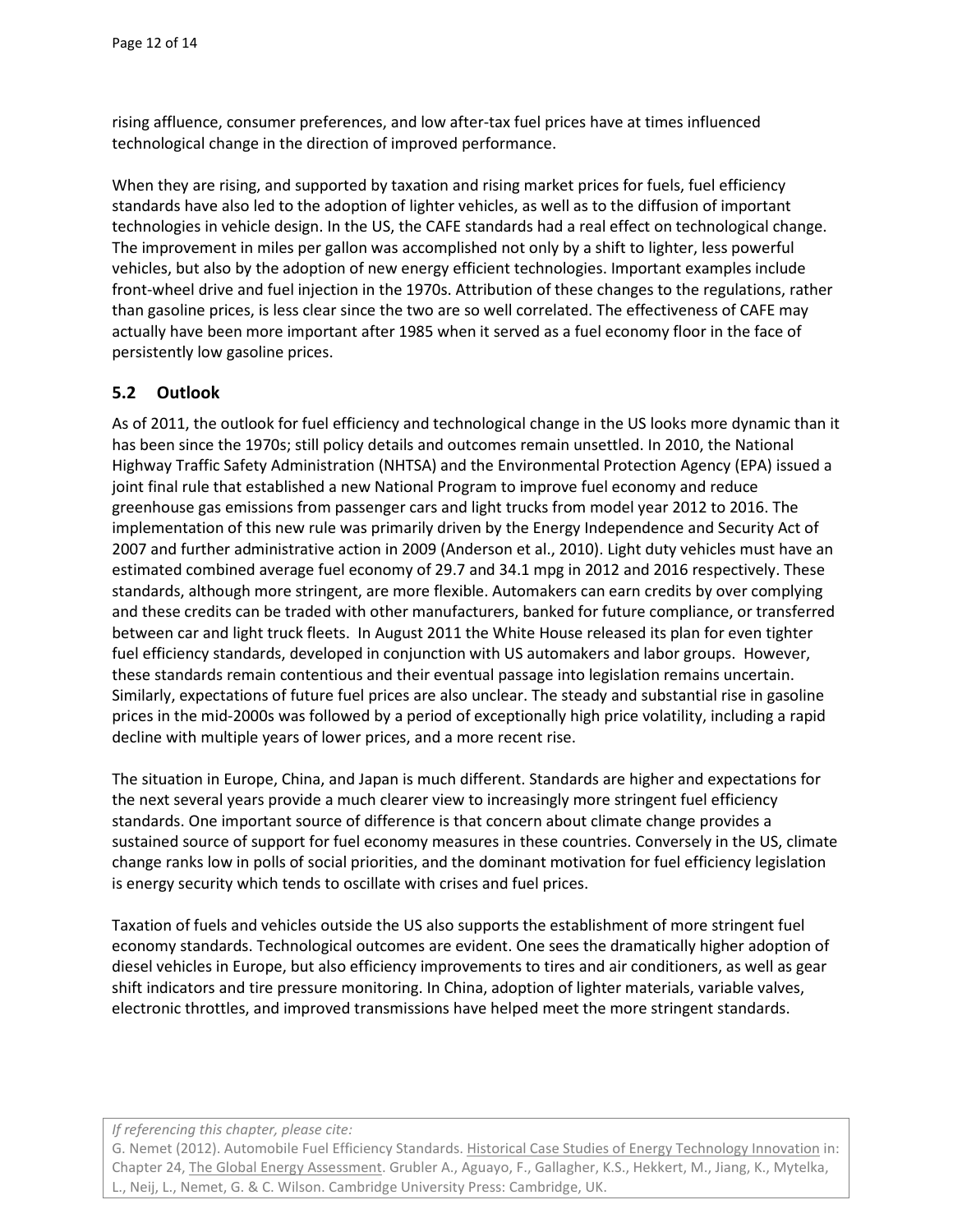rising affluence, consumer preferences, and low after-tax fuel prices have at times influenced technological change in the direction of improved performance.

When they are rising, and supported by taxation and rising market prices for fuels, fuel efficiency standards have also led to the adoption of lighter vehicles, as well as to the diffusion of important technologies in vehicle design. In the US, the CAFE standards had a real effect on technological change. The improvement in miles per gallon was accomplished not only by a shift to lighter, less powerful vehicles, but also by the adoption of new energy efficient technologies. Important examples include front-wheel drive and fuel injection in the 1970s. Attribution of these changes to the regulations, rather than gasoline prices, is less clear since the two are so well correlated. The effectiveness of CAFE may actually have been more important after 1985 when it served as a fuel economy floor in the face of persistently low gasoline prices.

## 5.2 Outlook

As of 2011, the outlook for fuel efficiency and technological change in the US looks more dynamic than it has been since the 1970s; still policy details and outcomes remain unsettled. In 2010, the National Highway Traffic Safety Administration (NHTSA) and the Environmental Protection Agency (EPA) issued a joint final rule that established a new National Program to improve fuel economy and reduce greenhouse gas emissions from passenger cars and light trucks from model year 2012 to 2016. The implementation of this new rule was primarily driven by the Energy Independence and Security Act of 2007 and further administrative action in 2009 (Anderson et al., 2010). Light duty vehicles must have an estimated combined average fuel economy of 29.7 and 34.1 mpg in 2012 and 2016 respectively. These standards, although more stringent, are more flexible. Automakers can earn credits by over complying and these credits can be traded with other manufacturers, banked for future compliance, or transferred between car and light truck fleets. In August 2011 the White House released its plan for even tighter fuel efficiency standards, developed in conjunction with US automakers and labor groups. However, these standards remain contentious and their eventual passage into legislation remains uncertain. Similarly, expectations of future fuel prices are also unclear. The steady and substantial rise in gasoline prices in the mid-2000s was followed by a period of exceptionally high price volatility, including a rapid decline with multiple years of lower prices, and a more recent rise.

The situation in Europe, China, and Japan is much different. Standards are higher and expectations for the next several years provide a much clearer view to increasingly more stringent fuel efficiency standards. One important source of difference is that concern about climate change provides a sustained source of support for fuel economy measures in these countries. Conversely in the US, climate change ranks low in polls of social priorities, and the dominant motivation for fuel efficiency legislation is energy security which tends to oscillate with crises and fuel prices.

Taxation of fuels and vehicles outside the US also supports the establishment of more stringent fuel economy standards. Technological outcomes are evident. One sees the dramatically higher adoption of diesel vehicles in Europe, but also efficiency improvements to tires and air conditioners, as well as gear shift indicators and tire pressure monitoring. In China, adoption of lighter materials, variable valves, electronic throttles, and improved transmissions have helped meet the more stringent standards.

*If referencing this chapter, please cite:*
G. Nemet (2012). Automobile Fuel Efficiency Standards. Historical Case Studies of Energy Technology Innovation in: Chapter 24, The Global Energy Assessment. Grubler A., Aguayo, F., Gallagher, K.S., Hekkert, M., Jiang, K., Mytelka, L., Neij, L., Nemet, G. & C. Wilson. Cambridge University Press: Cambridge, UK.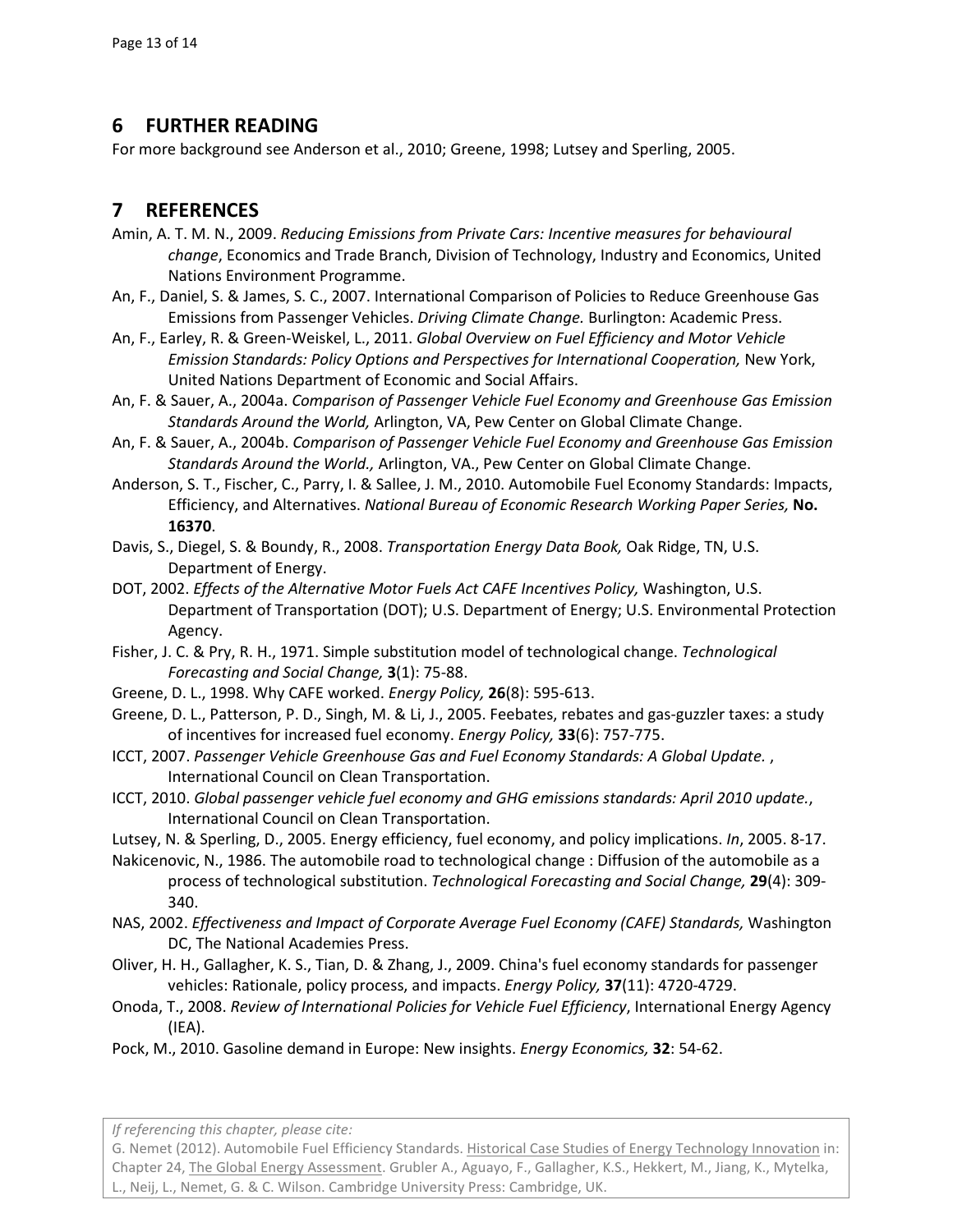## 6 FURTHER READING

For more background see Anderson et al., 2010; Greene, 1998; Lutsey and Sperling, 2005.

## 7 REFERENCES

Amin, A. T. M. N., 2009. *Reducing Emissions from Private Cars: Incentive measures for behavioural change*, Economics and Trade Branch, Division of Technology, Industry and Economics, United Nations Environment Programme.

An, F., Daniel, S. & James, S. C., 2007. International Comparison of Policies to Reduce Greenhouse Gas Emissions from Passenger Vehicles. *Driving Climate Change.* Burlington: Academic Press.

An, F., Earley, R. & Green-Weiskel, L., 2011. *Global Overview on Fuel Efficiency and Motor Vehicle Emission Standards: Policy Options and Perspectives for International Cooperation,* New York, United Nations Department of Economic and Social Affairs.

An, F. & Sauer, A., 2004a. *Comparison of Passenger Vehicle Fuel Economy and Greenhouse Gas Emission Standards Around the World,* Arlington, VA, Pew Center on Global Climate Change.

An, F. & Sauer, A., 2004b. *Comparison of Passenger Vehicle Fuel Economy and Greenhouse Gas Emission Standards Around the World.,* Arlington, VA., Pew Center on Global Climate Change.

Anderson, S. T., Fischer, C., Parry, I. & Sallee, J. M., 2010. Automobile Fuel Economy Standards: Impacts, Efficiency, and Alternatives. *National Bureau of Economic Research Working Paper Series,* **No. 16370**.

Davis, S., Diegel, S. & Boundy, R., 2008. *Transportation Energy Data Book,* Oak Ridge, TN, U.S. Department of Energy.

DOT, 2002. *Effects of the Alternative Motor Fuels Act CAFE Incentives Policy,* Washington, U.S. Department of Transportation (DOT); U.S. Department of Energy; U.S. Environmental Protection Agency.

Fisher, J. C. & Pry, R. H., 1971. Simple substitution model of technological change. *Technological Forecasting and Social Change,* **3**(1): 75-88.

Greene, D. L., 1998. Why CAFE worked. *Energy Policy,* **26**(8): 595-613.

Greene, D. L., Patterson, P. D., Singh, M. & Li, J., 2005. Feebates, rebates and gas-guzzler taxes: a study of incentives for increased fuel economy. *Energy Policy,* **33**(6): 757-775.

ICCT, 2007. *Passenger Vehicle Greenhouse Gas and Fuel Economy Standards: A Global Update.* , International Council on Clean Transportation.

ICCT, 2010. *Global passenger vehicle fuel economy and GHG emissions standards: April 2010 update.*, International Council on Clean Transportation.

Lutsey, N. & Sperling, D., 2005. Energy efficiency, fuel economy, and policy implications. *In*, 2005. 8-17.

Nakicenovic, N., 1986. The automobile road to technological change : Diffusion of the automobile as a process of technological substitution. *Technological Forecasting and Social Change,* **29**(4): 309-340.

NAS, 2002. *Effectiveness and Impact of Corporate Average Fuel Economy (CAFE) Standards,* Washington DC, The National Academies Press.

Oliver, H. H., Gallagher, K. S., Tian, D. & Zhang, J., 2009. China's fuel economy standards for passenger vehicles: Rationale, policy process, and impacts. *Energy Policy,* **37**(11): 4720-4729.

Onoda, T., 2008. *Review of International Policies for Vehicle Fuel Efficiency*, International Energy Agency (IEA).

Pock, M., 2010. Gasoline demand in Europe: New insights. *Energy Economics,* **32**: 54-62.

*If referencing this chapter, please cite:*
G. Nemet (2012). Automobile Fuel Efficiency Standards. Historical Case Studies of Energy Technology Innovation in: Chapter 24, The Global Energy Assessment. Grubler A., Aguayo, F., Gallagher, K.S., Hekkert, M., Jiang, K., Mytelka, L., Neij, L., Nemet, G. & C. Wilson. Cambridge University Press: Cambridge, UK.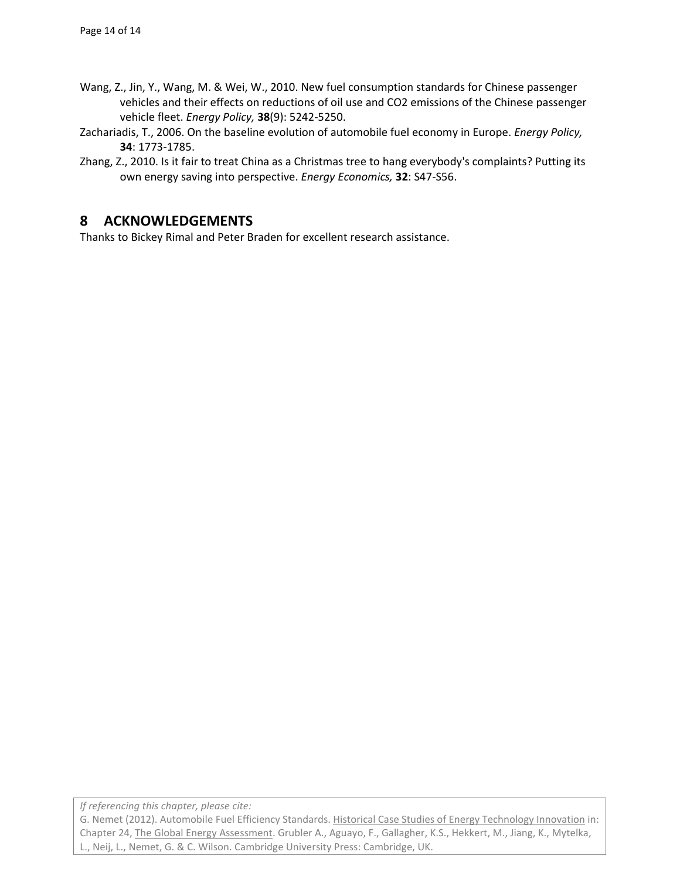Wang, Z., Jin, Y., Wang, M. & Wei, W., 2010. New fuel consumption standards for Chinese passenger vehicles and their effects on reductions of oil use and CO2 emissions of the Chinese passenger vehicle fleet. *Energy Policy,* **38**(9): 5242-5250.

Zachariadis, T., 2006. On the baseline evolution of automobile fuel economy in Europe. *Energy Policy,* **34**: 1773-1785.

Zhang, Z., 2010. Is it fair to treat China as a Christmas tree to hang everybody's complaints? Putting its own energy saving into perspective. *Energy Economics,* **32**: S47-S56.

## 8 ACKNOWLEDGEMENTS

Thanks to Bickey Rimal and Peter Braden for excellent research assistance.

*If referencing this chapter, please cite:*

G. Nemet (2012). Automobile Fuel Efficiency Standards. Historical Case Studies of Energy Technology Innovation in: Chapter 24, The Global Energy Assessment. Grubler A., Aguayo, F., Gallagher, K.S., Hekkert, M., Jiang, K., Mytelka, L., Neij, L., Nemet, G. & C. Wilson. Cambridge University Press: Cambridge, UK.